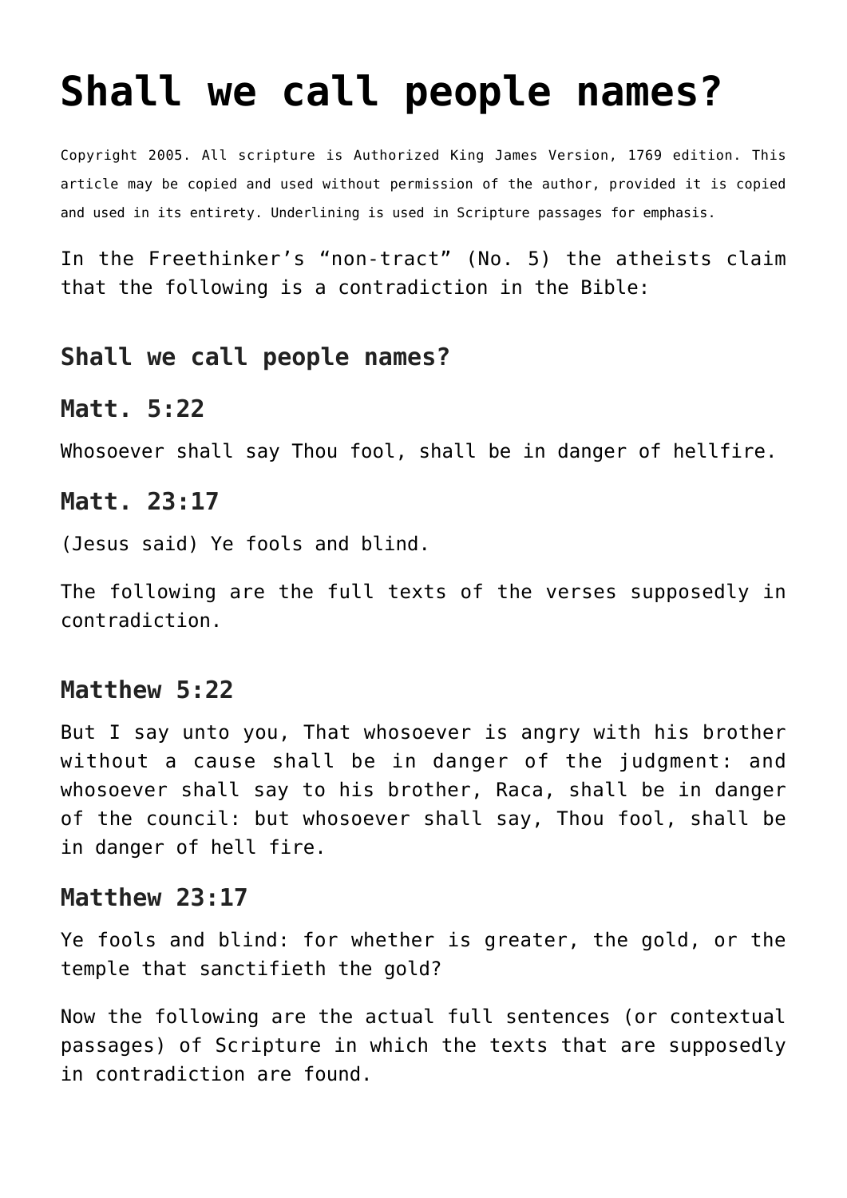# Shall we call people names?

Copyright 2005. All scripture is Authorized King James Version, 1769 edition. This article may be copied and used without permission of the author, provided it is copied and used in its entirety. Underlining is used in Scripture passages for emphasis.

In the Freethinker's "non-tract" (No. 5) the atheists claim that the following is a contradiction in the Bible:

## Shall we call people names?

### Matt. 5:22

Whosoever shall say Thou fool, shall be in danger of hellfire.

### Matt. 23:17

(Jesus said) Ye fools and blind.

The following are the full texts of the verses supposedly in contradiction.

### Matthew 5:22

But I say unto you, That whosoever is angry with his brother without a cause shall be in danger of the judgment: and whosoever shall say to his brother, Raca, shall be in danger of the council: but whosoever shall say, Thou fool, shall be in danger of hell fire.

### Matthew 23:17

Ye fools and blind: for whether is greater, the gold, or the temple that sanctifieth the gold?

Now the following are the actual full sentences (or contextual passages) of Scripture in which the texts that are supposedly in contradiction are found.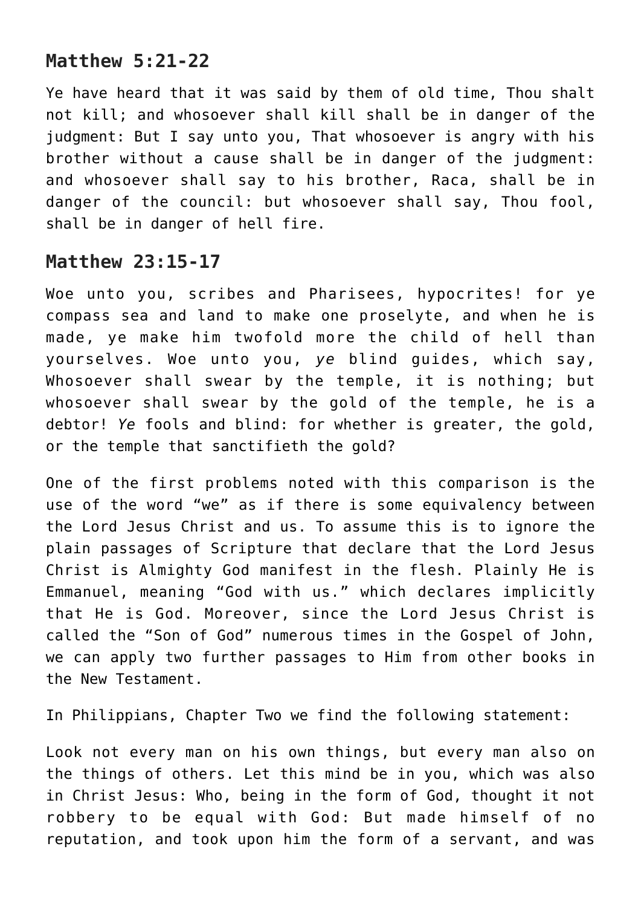## Matthew 5:21-22

Ye have heard that it was said by them of old time, Thou shalt not kill; and whosoever shall kill shall be in danger of the judgment: But I say unto you, That whosoever is angry with his brother without a cause shall be in danger of the judgment: and whosoever shall say to his brother, Raca, shall be in danger of the council: but whosoever shall say, Thou fool, shall be in danger of hell fire.

## Matthew 23:15-17

Woe unto you, scribes and Pharisees, hypocrites! for ye compass sea and land to make one proselyte, and when he is made, ye make him twofold more the child of hell than yourselves. Woe unto you, *ye* blind guides, which say, Whosoever shall swear by the temple, it is nothing; but whosoever shall swear by the gold of the temple, he is a debtor! *Ye* fools and blind: for whether is greater, the gold, or the temple that sanctifieth the gold?

One of the first problems noted with this comparison is the use of the word "we" as if there is some equivalency between the Lord Jesus Christ and us. To assume this is to ignore the plain passages of Scripture that declare that the Lord Jesus Christ is Almighty God manifest in the flesh. Plainly He is Emmanuel, meaning "God with us." which declares implicitly that He is God. Moreover, since the Lord Jesus Christ is called the "Son of God" numerous times in the Gospel of John, we can apply two further passages to Him from other books in the New Testament.

In Philippians, Chapter Two we find the following statement:

Look not every man on his own things, but every man also on the things of others. Let this mind be in you, which was also in Christ Jesus: Who, being in the form of God, thought it not robbery to be equal with God: But made himself of no reputation, and took upon him the form of a servant, and was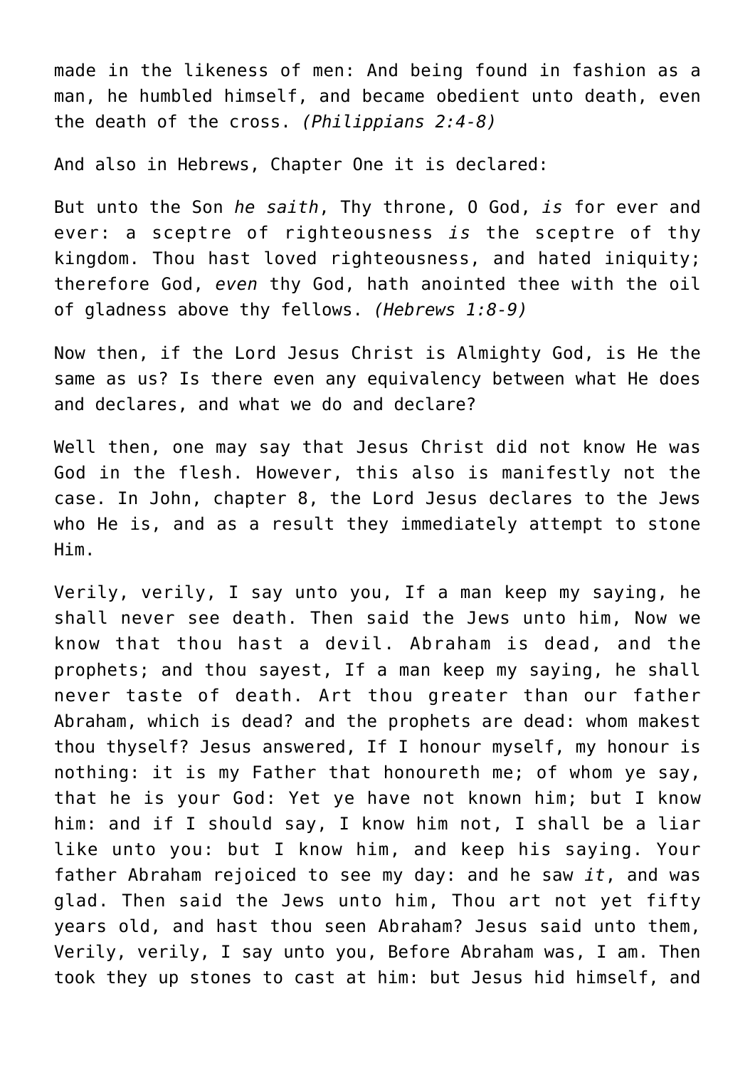made in the likeness of men: And being found in fashion as a man, he humbled himself, and became obedient unto death, even the death of the cross. *(Philippians 2:4-8)*

And also in Hebrews, Chapter One it is declared:

But unto the Son *he saith*, Thy throne, O God, *is* for ever and ever: a sceptre of righteousness *is* the sceptre of thy kingdom. Thou hast loved righteousness, and hated iniquity; therefore God, *even* thy God, hath anointed thee with the oil of gladness above thy fellows. *(Hebrews 1:8-9)*

Now then, if the Lord Jesus Christ is Almighty God, is He the same as us? Is there even any equivalency between what He does and declares, and what we do and declare?

Well then, one may say that Jesus Christ did not know He was God in the flesh. However, this also is manifestly not the case. In John, chapter 8, the Lord Jesus declares to the Jews who He is, and as a result they immediately attempt to stone Him.

Verily, verily, I say unto you, If a man keep my saying, he shall never see death. Then said the Jews unto him, Now we know that thou hast a devil. Abraham is dead, and the prophets; and thou sayest, If a man keep my saying, he shall never taste of death. Art thou greater than our father Abraham, which is dead? and the prophets are dead: whom makest thou thyself? Jesus answered, If I honour myself, my honour is nothing: it is my Father that honoureth me; of whom ye say, that he is your God: Yet ye have not known him; but I know him: and if I should say, I know him not, I shall be a liar like unto you: but I know him, and keep his saying. Your father Abraham rejoiced to see my day: and he saw *it*, and was glad. Then said the Jews unto him, Thou art not yet fifty years old, and hast thou seen Abraham? Jesus said unto them, Verily, verily, I say unto you, Before Abraham was, I am. Then took they up stones to cast at him: but Jesus hid himself, and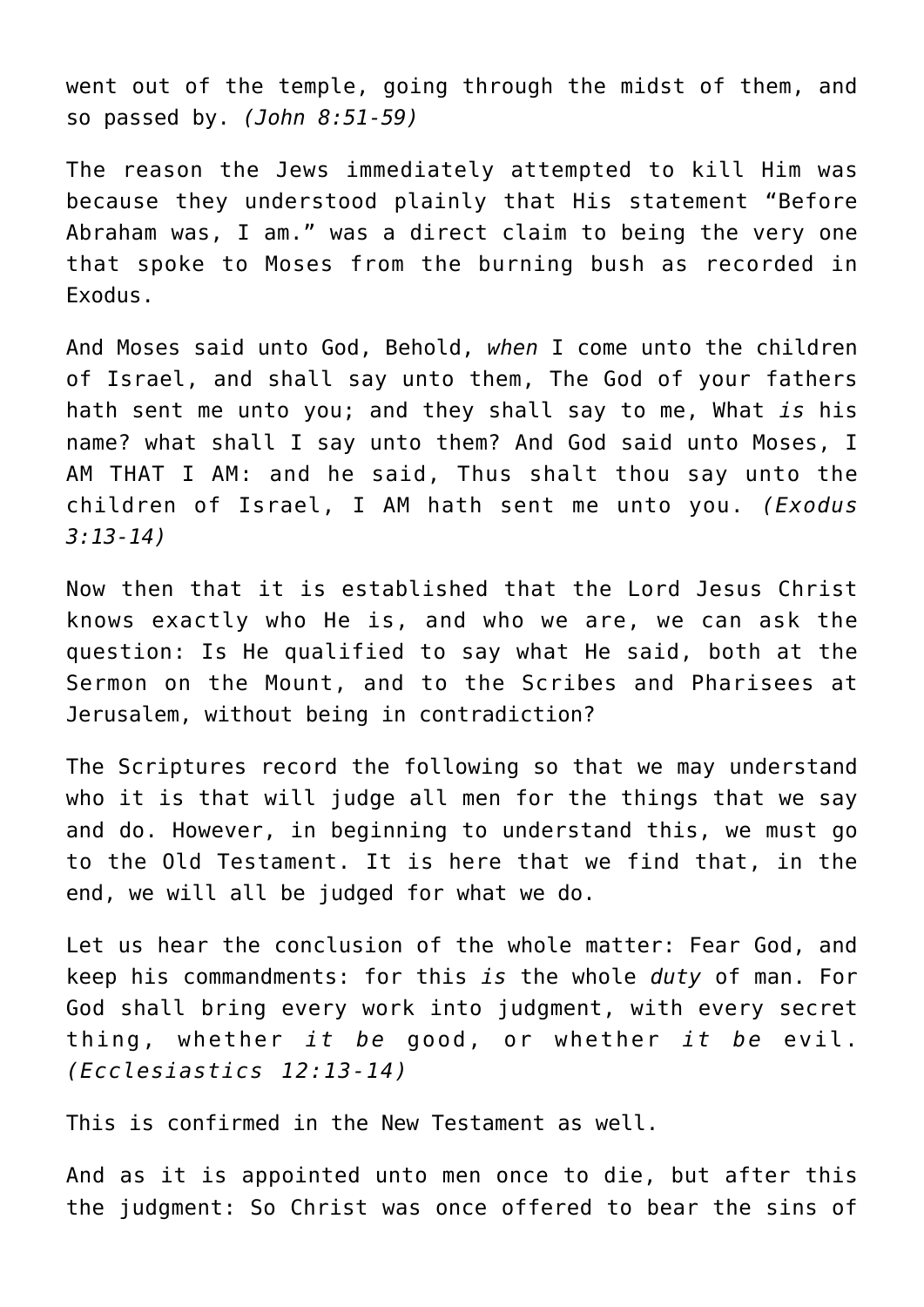went out of the temple, going through the midst of them, and so passed by. *(John 8:51-59)*

The reason the Jews immediately attempted to kill Him was because they understood plainly that His statement “Before Abraham was, I am.” was a direct claim to being the very one that spoke to Moses from the burning bush as recorded in Exodus.

And Moses said unto God, Behold, *when* I come unto the children of Israel, and shall say unto them, The God of your fathers hath sent me unto you; and they shall say to me, What *is* his name? what shall I say unto them? And God said unto Moses, I AM THAT I AM: and he said, Thus shalt thou say unto the children of Israel, I AM hath sent me unto you. *(Exodus 3:13-14)*

Now then that it is established that the Lord Jesus Christ knows exactly who He is, and who we are, we can ask the question: Is He qualified to say what He said, both at the Sermon on the Mount, and to the Scribes and Pharisees at Jerusalem, without being in contradiction?

The Scriptures record the following so that we may understand who it is that will judge all men for the things that we say and do. However, in beginning to understand this, we must go to the Old Testament. It is here that we find that, in the end, we will all be judged for what we do.

Let us hear the conclusion of the whole matter: Fear God, and keep his commandments: for this *is* the whole *duty* of man. For God shall bring every work into judgment, with every secret thing, whether *it be* good, or whether *it be* evil. *(Ecclesiastics 12:13-14)*

This is confirmed in the New Testament as well.

And as it is appointed unto men once to die, but after this the judgment: So Christ was once offered to bear the sins of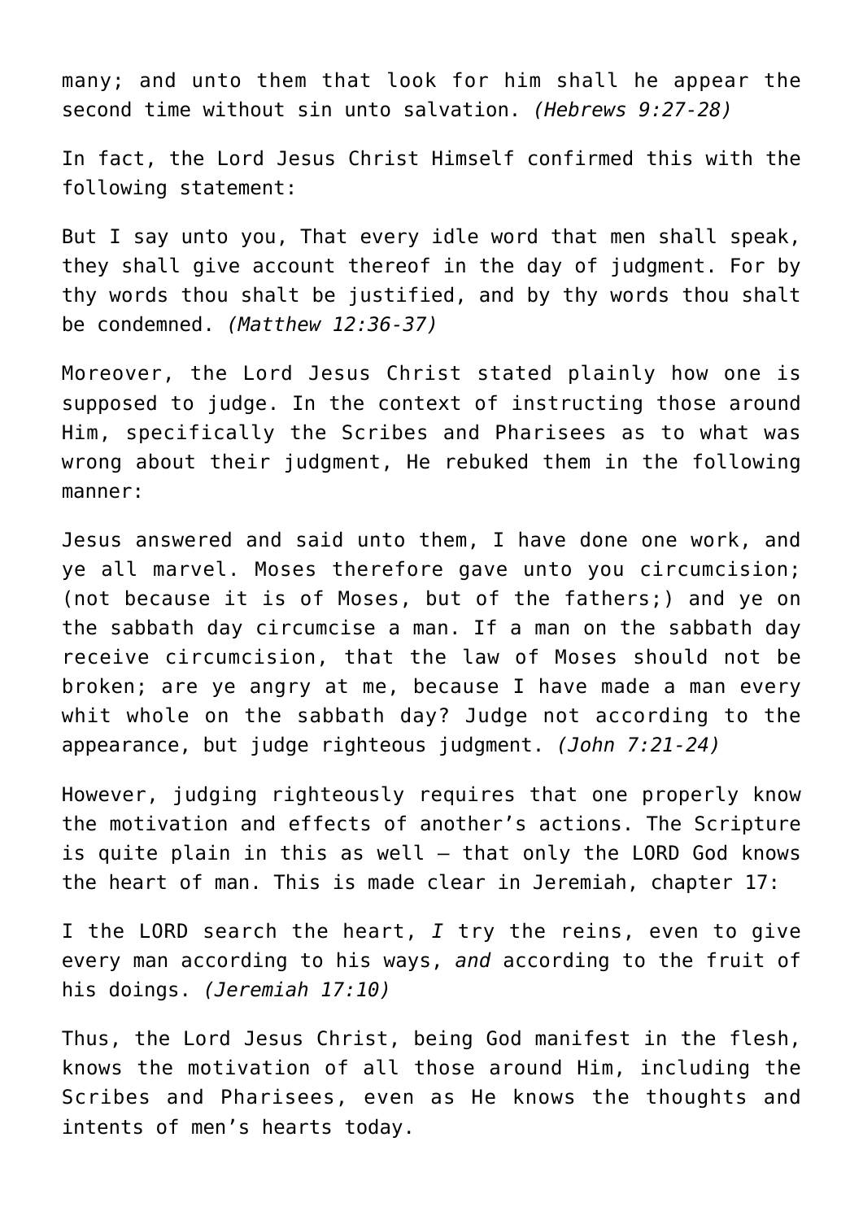many; and unto them that look for him shall he appear the second time without sin unto salvation. *(Hebrews 9:27-28)*

In fact, the Lord Jesus Christ Himself confirmed this with the following statement:

But I say unto you, That every idle word that men shall speak, they shall give account thereof in the day of judgment. For by thy words thou shalt be justified, and by thy words thou shalt be condemned. *(Matthew 12:36-37)*

Moreover, the Lord Jesus Christ stated plainly how one is supposed to judge. In the context of instructing those around Him, specifically the Scribes and Pharisees as to what was wrong about their judgment, He rebuked them in the following manner:

Jesus answered and said unto them, I have done one work, and ye all marvel. Moses therefore gave unto you circumcision; (not because it is of Moses, but of the fathers;) and ye on the sabbath day circumcise a man. If a man on the sabbath day receive circumcision, that the law of Moses should not be broken; are ye angry at me, because I have made a man every whit whole on the sabbath day? Judge not according to the appearance, but judge righteous judgment. *(John 7:21-24)*

However, judging righteously requires that one properly know the motivation and effects of another's actions. The Scripture is quite plain in this as well – that only the LORD God knows the heart of man. This is made clear in Jeremiah, chapter 17:

I the LORD search the heart, *I* try the reins, even to give every man according to his ways, *and* according to the fruit of his doings. *(Jeremiah 17:10)*

Thus, the Lord Jesus Christ, being God manifest in the flesh, knows the motivation of all those around Him, including the Scribes and Pharisees, even as He knows the thoughts and intents of men's hearts today.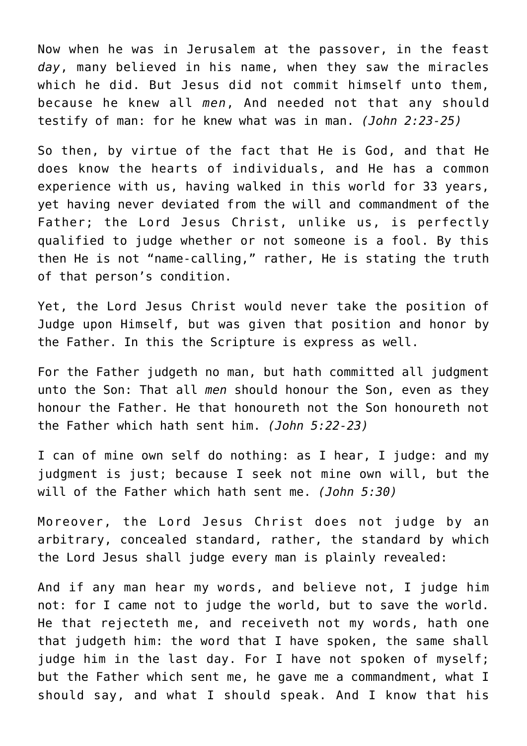Now when he was in Jerusalem at the passover, in the feast *day*, many believed in his name, when they saw the miracles which he did. But Jesus did not commit himself unto them, because he knew all *men*, And needed not that any should testify of man: for he knew what was in man. *(John 2:23-25)*

So then, by virtue of the fact that He is God, and that He does know the hearts of individuals, and He has a common experience with us, having walked in this world for 33 years, yet having never deviated from the will and commandment of the Father; the Lord Jesus Christ, unlike us, is perfectly qualified to judge whether or not someone is a fool. By this then He is not "name-calling," rather, He is stating the truth of that person's condition.

Yet, the Lord Jesus Christ would never take the position of Judge upon Himself, but was given that position and honor by the Father. In this the Scripture is express as well.

For the Father judgeth no man, but hath committed all judgment unto the Son: That all *men* should honour the Son, even as they honour the Father. He that honoureth not the Son honoureth not the Father which hath sent him. *(John 5:22-23)*

I can of mine own self do nothing: as I hear, I judge: and my judgment is just; because I seek not mine own will, but the will of the Father which hath sent me. *(John 5:30)*

Moreover, the Lord Jesus Christ does not judge by an arbitrary, concealed standard, rather, the standard by which the Lord Jesus shall judge every man is plainly revealed:

And if any man hear my words, and believe not, I judge him not: for I came not to judge the world, but to save the world. He that rejecteth me, and receiveth not my words, hath one that judgeth him: the word that I have spoken, the same shall judge him in the last day. For I have not spoken of myself; but the Father which sent me, he gave me a commandment, what I should say, and what I should speak. And I know that his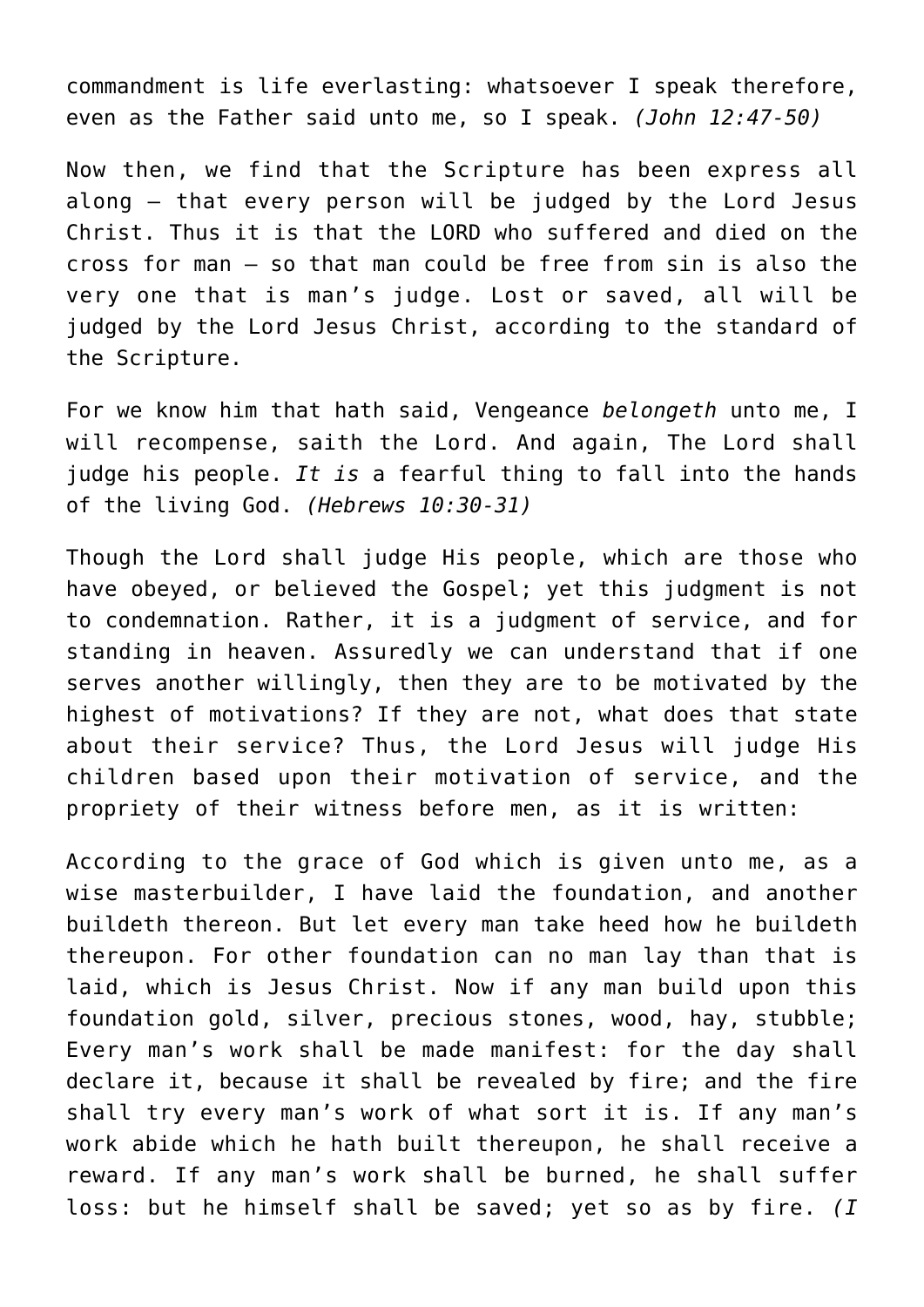commandment is life everlasting: whatsoever I speak therefore, even as the Father said unto me, so I speak. *(John 12:47-50)*

Now then, we find that the Scripture has been express all along – that every person will be judged by the Lord Jesus Christ. Thus it is that the LORD who suffered and died on the cross for man – so that man could be free from sin is also the very one that is man's judge. Lost or saved, all will be judged by the Lord Jesus Christ, according to the standard of the Scripture.

For we know him that hath said, Vengeance *belongeth* unto me, I will recompense, saith the Lord. And again, The Lord shall judge his people. *It is* a fearful thing to fall into the hands of the living God. *(Hebrews 10:30-31)*

Though the Lord shall judge His people, which are those who have obeyed, or believed the Gospel; yet this judgment is not to condemnation. Rather, it is a judgment of service, and for standing in heaven. Assuredly we can understand that if one serves another willingly, then they are to be motivated by the highest of motivations? If they are not, what does that state about their service? Thus, the Lord Jesus will judge His children based upon their motivation of service, and the propriety of their witness before men, as it is written:

According to the grace of God which is given unto me, as a wise masterbuilder, I have laid the foundation, and another buildeth thereon. But let every man take heed how he buildeth thereupon. For other foundation can no man lay than that is laid, which is Jesus Christ. Now if any man build upon this foundation gold, silver, precious stones, wood, hay, stubble; Every man's work shall be made manifest: for the day shall declare it, because it shall be revealed by fire; and the fire shall try every man's work of what sort it is. If any man's work abide which he hath built thereupon, he shall receive a reward. If any man's work shall be burned, he shall suffer loss: but he himself shall be saved; yet so as by fire. *(I*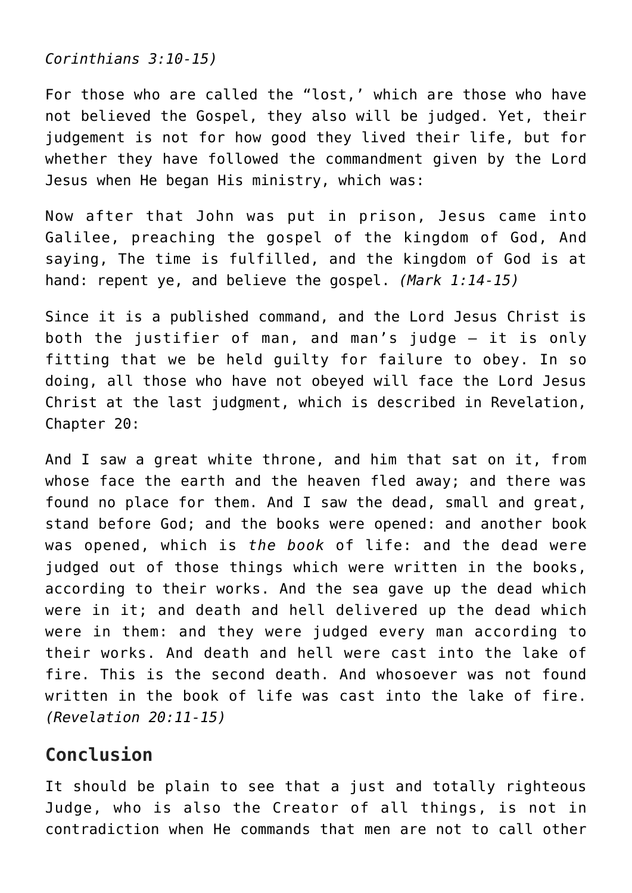*Corinthians 3:10-15)*

For those who are called the “lost,’ which are those who have not believed the Gospel, they also will be judged. Yet, their judgement is not for how good they lived their life, but for whether they have followed the commandment given by the Lord Jesus when He began His ministry, which was:

Now after that John was put in prison, Jesus came into Galilee, preaching the gospel of the kingdom of God, And saying, The time is fulfilled, and the kingdom of God is at hand: repent ye, and believe the gospel. *(Mark 1:14-15)*

Since it is a published command, and the Lord Jesus Christ is both the justifier of man, and man’s judge – it is only fitting that we be held guilty for failure to obey. In so doing, all those who have not obeyed will face the Lord Jesus Christ at the last judgment, which is described in Revelation, Chapter 20:

And I saw a great white throne, and him that sat on it, from whose face the earth and the heaven fled away; and there was found no place for them. And I saw the dead, small and great, stand before God; and the books were opened: and another book was opened, which is *the book* of life: and the dead were judged out of those things which were written in the books, according to their works. And the sea gave up the dead which were in it; and death and hell delivered up the dead which were in them: and they were judged every man according to their works. And death and hell were cast into the lake of fire. This is the second death. And whosoever was not found written in the book of life was cast into the lake of fire. *(Revelation 20:11-15)*

## Conclusion

It should be plain to see that a just and totally righteous Judge, who is also the Creator of all things, is not in contradiction when He commands that men are not to call other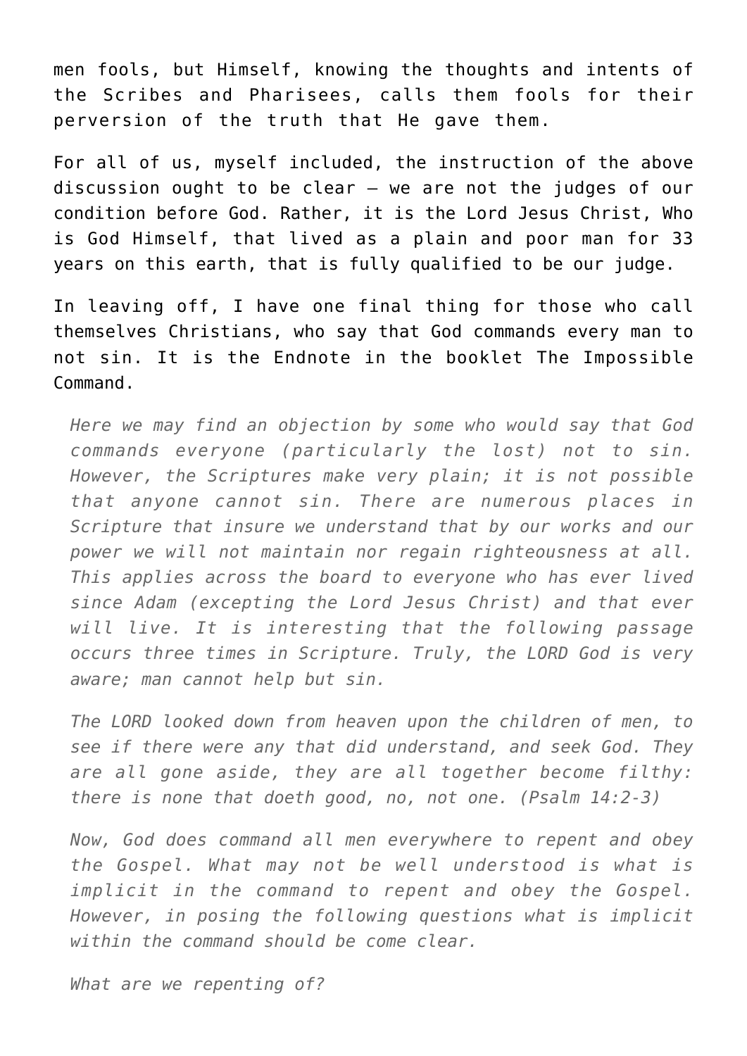men fools, but Himself, knowing the thoughts and intents of the Scribes and Pharisees, calls them fools for their perversion of the truth that He gave them.

For all of us, myself included, the instruction of the above discussion ought to be clear – we are not the judges of our condition before God. Rather, it is the Lord Jesus Christ, Who is God Himself, that lived as a plain and poor man for 33 years on this earth, that is fully qualified to be our judge.

In leaving off, I have one final thing for those who call themselves Christians, who say that God commands every man to not sin. It is the Endnote in the booklet The Impossible Command.

> *Here we may find an objection by some who would say that God commands everyone (particularly the lost) not to sin. However, the Scriptures make very plain; it is not possible that anyone cannot sin. There are numerous places in Scripture that insure we understand that by our works and our power we will not maintain nor regain righteousness at all. This applies across the board to everyone who has ever lived since Adam (excepting the Lord Jesus Christ) and that ever will live. It is interesting that the following passage occurs three times in Scripture. Truly, the LORD God is very aware; man cannot help but sin.*
>
> *The LORD looked down from heaven upon the children of men, to see if there were any that did understand, and seek God. They are all gone aside, they are all together become filthy: there is none that doeth good, no, not one. (Psalm 14:2-3)*
>
> *Now, God does command all men everywhere to repent and obey the Gospel. What may not be well understood is what is implicit in the command to repent and obey the Gospel. However, in posing the following questions what is implicit within the command should be come clear.*
>
> *What are we repenting of?*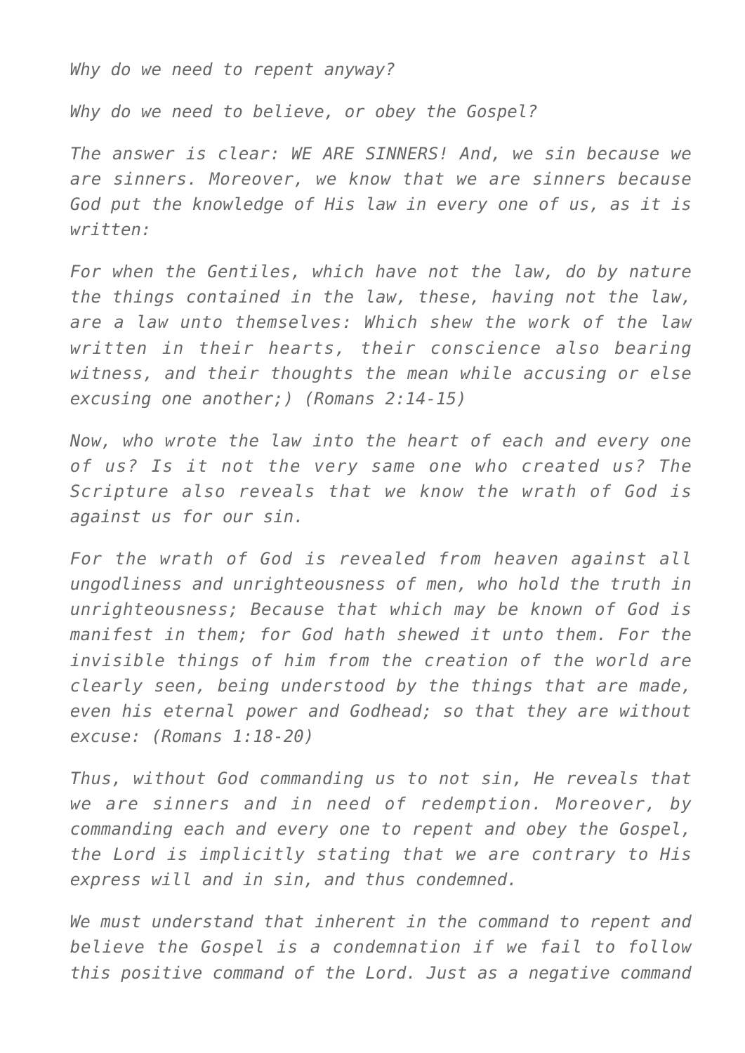*Why do we need to repent anyway?*

*Why do we need to believe, or obey the Gospel?*

*The answer is clear: WE ARE SINNERS! And, we sin because we are sinners. Moreover, we know that we are sinners because God put the knowledge of His law in every one of us, as it is written:*

*For when the Gentiles, which have not the law, do by nature the things contained in the law, these, having not the law, are a law unto themselves: Which shew the work of the law written in their hearts, their conscience also bearing witness, and their thoughts the mean while accusing or else excusing one another;) (Romans 2:14-15)*

*Now, who wrote the law into the heart of each and every one of us? Is it not the very same one who created us? The Scripture also reveals that we know the wrath of God is against us for our sin.*

*For the wrath of God is revealed from heaven against all ungodliness and unrighteousness of men, who hold the truth in unrighteousness; Because that which may be known of God is manifest in them; for God hath shewed it unto them. For the invisible things of him from the creation of the world are clearly seen, being understood by the things that are made, even his eternal power and Godhead; so that they are without excuse: (Romans 1:18-20)*

*Thus, without God commanding us to not sin, He reveals that we are sinners and in need of redemption. Moreover, by commanding each and every one to repent and obey the Gospel, the Lord is implicitly stating that we are contrary to His express will and in sin, and thus condemned.*

*We must understand that inherent in the command to repent and believe the Gospel is a condemnation if we fail to follow this positive command of the Lord. Just as a negative command*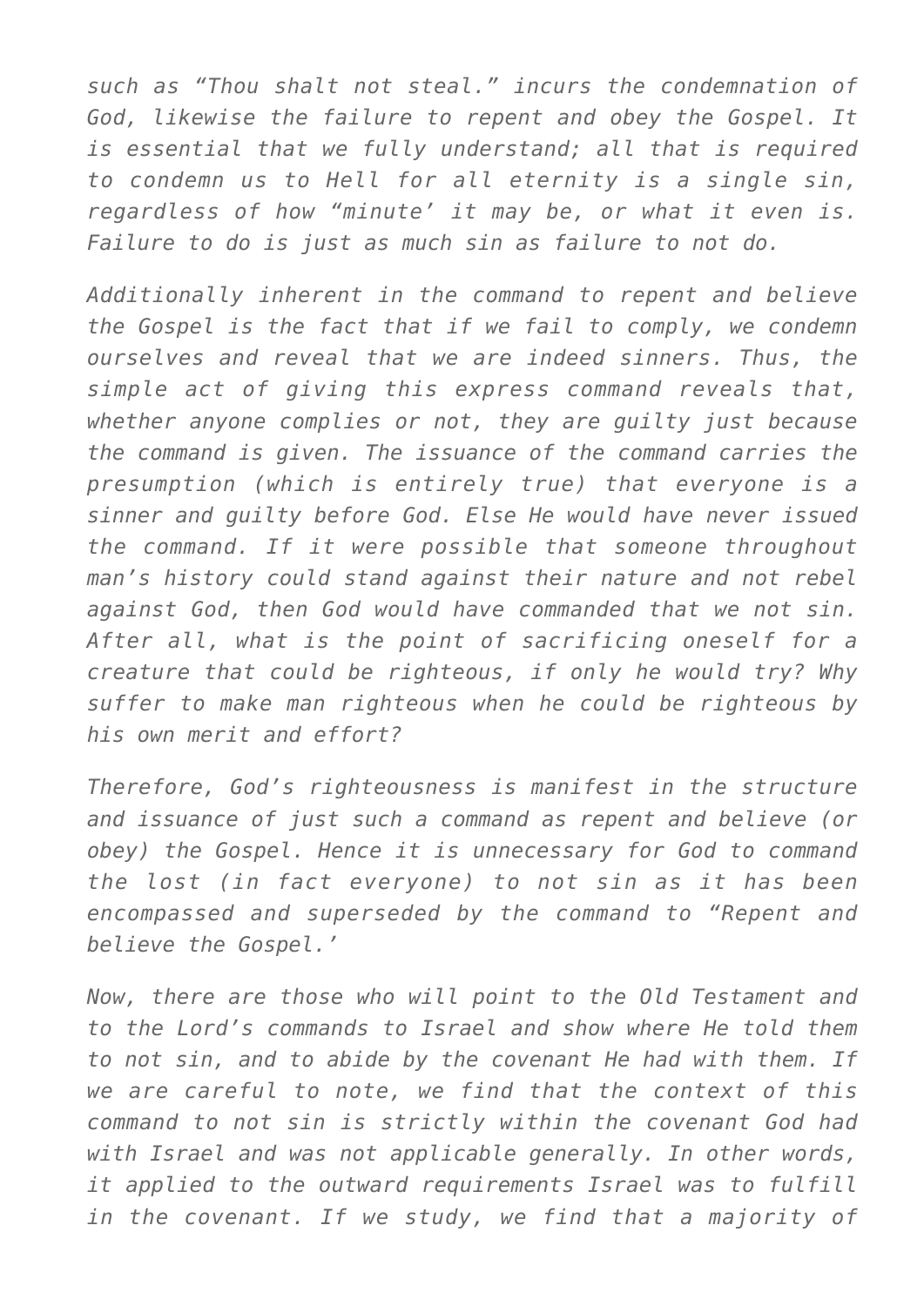*such as "Thou shalt not steal." incurs the condemnation of God, likewise the failure to repent and obey the Gospel. It is essential that we fully understand; all that is required to condemn us to Hell for all eternity is a single sin, regardless of how "minute' it may be, or what it even is. Failure to do is just as much sin as failure to not do.*

*Additionally inherent in the command to repent and believe the Gospel is the fact that if we fail to comply, we condemn ourselves and reveal that we are indeed sinners. Thus, the simple act of giving this express command reveals that, whether anyone complies or not, they are guilty just because the command is given. The issuance of the command carries the presumption (which is entirely true) that everyone is a sinner and guilty before God. Else He would have never issued the command. If it were possible that someone throughout man's history could stand against their nature and not rebel against God, then God would have commanded that we not sin. After all, what is the point of sacrificing oneself for a creature that could be righteous, if only he would try? Why suffer to make man righteous when he could be righteous by his own merit and effort?*

*Therefore, God's righteousness is manifest in the structure and issuance of just such a command as repent and believe (or obey) the Gospel. Hence it is unnecessary for God to command the lost (in fact everyone) to not sin as it has been encompassed and superseded by the command to "Repent and believe the Gospel.'*

*Now, there are those who will point to the Old Testament and to the Lord's commands to Israel and show where He told them to not sin, and to abide by the covenant He had with them. If we are careful to note, we find that the context of this command to not sin is strictly within the covenant God had with Israel and was not applicable generally. In other words, it applied to the outward requirements Israel was to fulfill in the covenant. If we study, we find that a majority of*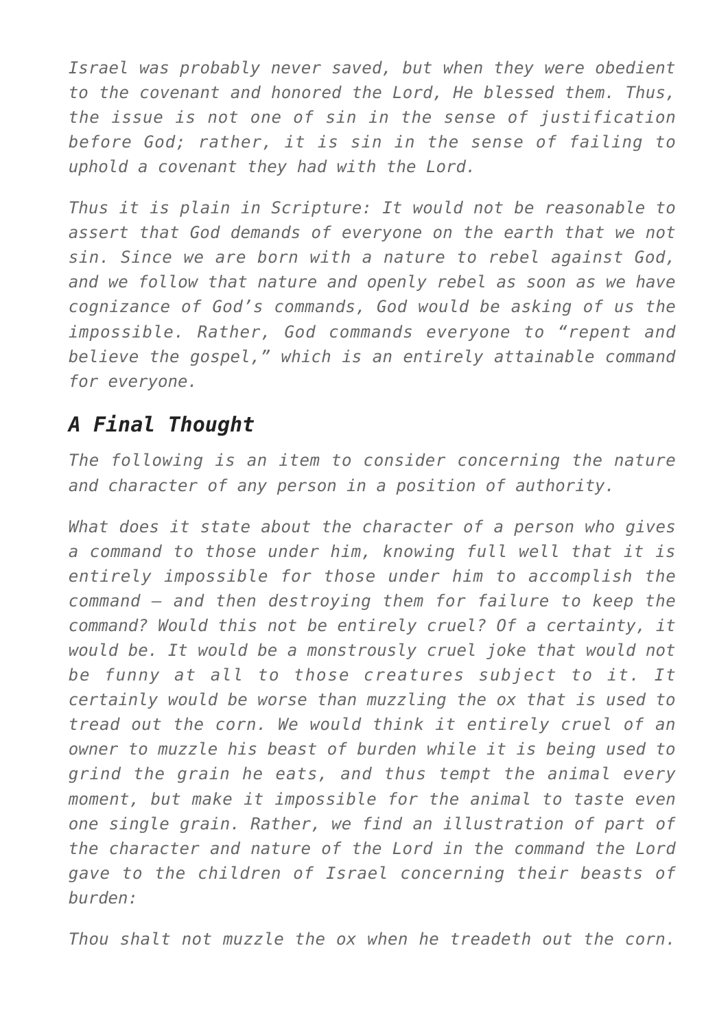*Israel was probably never saved, but when they were obedient to the covenant and honored the Lord, He blessed them. Thus, the issue is not one of sin in the sense of justification before God; rather, it is sin in the sense of failing to uphold a covenant they had with the Lord.*

*Thus it is plain in Scripture: It would not be reasonable to assert that God demands of everyone on the earth that we not sin. Since we are born with a nature to rebel against God, and we follow that nature and openly rebel as soon as we have cognizance of God's commands, God would be asking of us the impossible. Rather, God commands everyone to "repent and believe the gospel," which is an entirely attainable command for everyone.*

## *A Final Thought*

*The following is an item to consider concerning the nature and character of any person in a position of authority.*

*What does it state about the character of a person who gives a command to those under him, knowing full well that it is entirely impossible for those under him to accomplish the command – and then destroying them for failure to keep the command? Would this not be entirely cruel? Of a certainty, it would be. It would be a monstrously cruel joke that would not be funny at all to those creatures subject to it. It certainly would be worse than muzzling the ox that is used to tread out the corn. We would think it entirely cruel of an owner to muzzle his beast of burden while it is being used to grind the grain he eats, and thus tempt the animal every moment, but make it impossible for the animal to taste even one single grain. Rather, we find an illustration of part of the character and nature of the Lord in the command the Lord gave to the children of Israel concerning their beasts of burden:*

*Thou shalt not muzzle the ox when he treadeth out the corn.*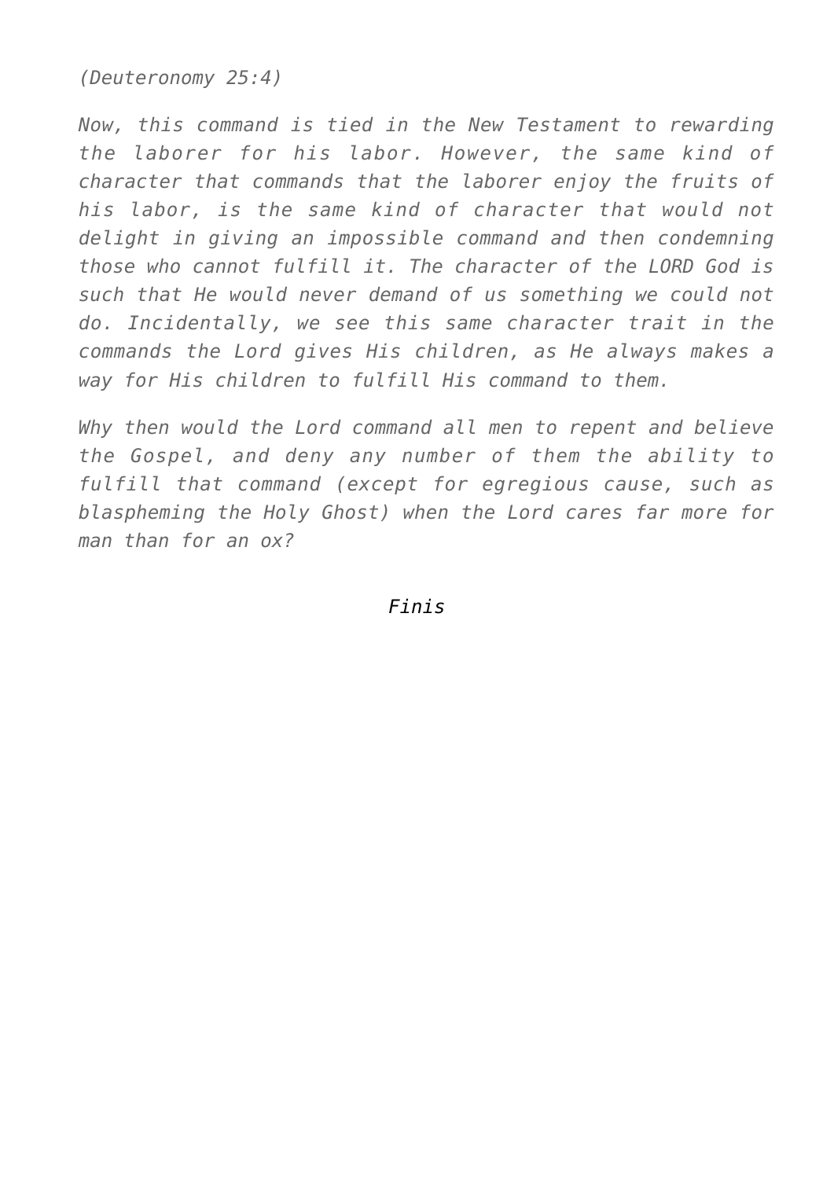*(Deuteronomy 25:4)*

*Now, this command is tied in the New Testament to rewarding the laborer for his labor. However, the same kind of character that commands that the laborer enjoy the fruits of his labor, is the same kind of character that would not delight in giving an impossible command and then condemning those who cannot fulfill it. The character of the LORD God is such that He would never demand of us something we could not do. Incidentally, we see this same character trait in the commands the Lord gives His children, as He always makes a way for His children to fulfill His command to them.*

*Why then would the Lord command all men to repent and believe the Gospel, and deny any number of them the ability to fulfill that command (except for egregious cause, such as blaspheming the Holy Ghost) when the Lord cares far more for man than for an ox?*

*Finis*